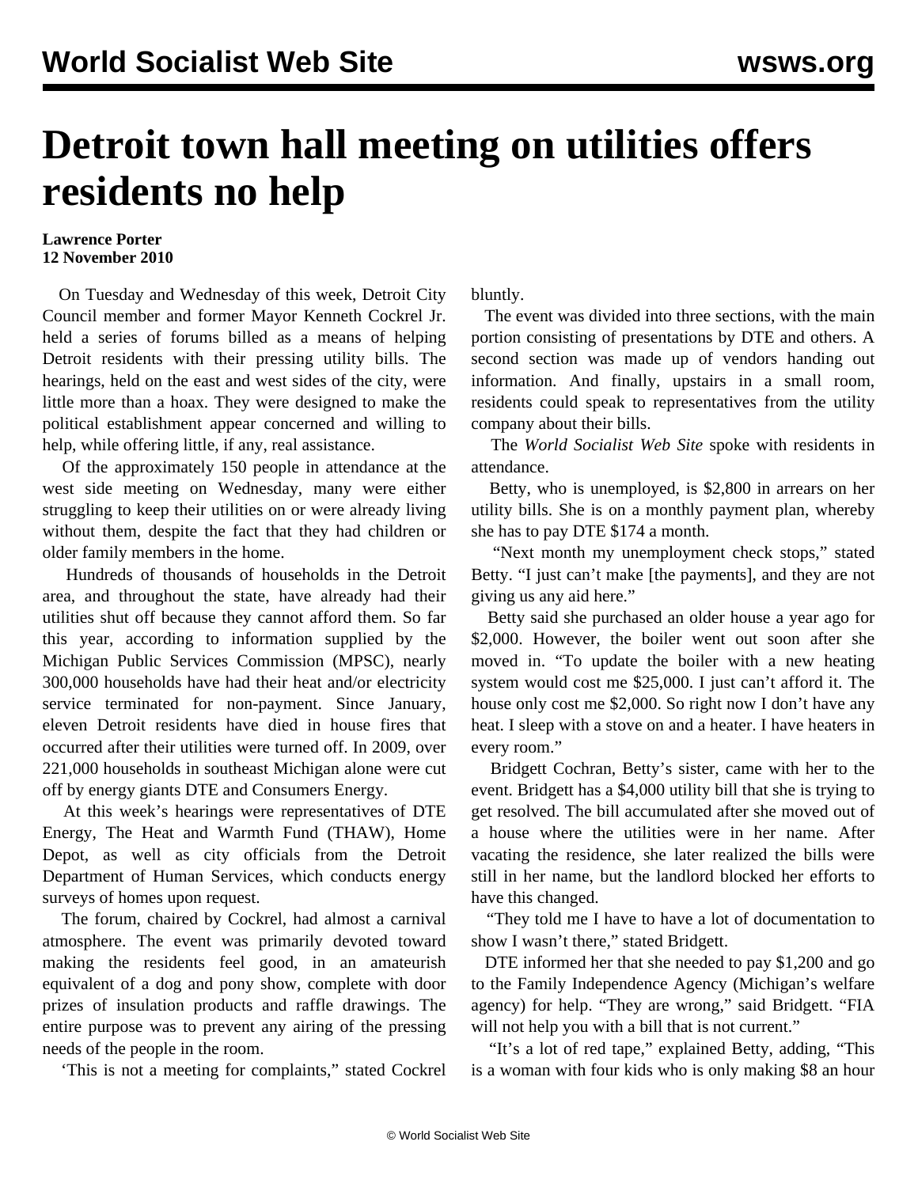# Detroit town hall meeting on utilities offers residents no help

**Lawrence Porter**
**12 November 2010**

On Tuesday and Wednesday of this week, Detroit City Council member and former Mayor Kenneth Cockrel Jr. held a series of forums billed as a means of helping Detroit residents with their pressing utility bills. The hearings, held on the east and west sides of the city, were little more than a hoax. They were designed to make the political establishment appear concerned and willing to help, while offering little, if any, real assistance.

Of the approximately 150 people in attendance at the west side meeting on Wednesday, many were either struggling to keep their utilities on or were already living without them, despite the fact that they had children or older family members in the home.

Hundreds of thousands of households in the Detroit area, and throughout the state, have already had their utilities shut off because they cannot afford them. So far this year, according to information supplied by the Michigan Public Services Commission (MPSC), nearly 300,000 households have had their heat and/or electricity service terminated for non-payment. Since January, eleven Detroit residents have died in house fires that occurred after their utilities were turned off. In 2009, over 221,000 households in southeast Michigan alone were cut off by energy giants DTE and Consumers Energy.

At this week's hearings were representatives of DTE Energy, The Heat and Warmth Fund (THAW), Home Depot, as well as city officials from the Detroit Department of Human Services, which conducts energy surveys of homes upon request.

The forum, chaired by Cockrel, had almost a carnival atmosphere. The event was primarily devoted toward making the residents feel good, in an amateurish equivalent of a dog and pony show, complete with door prizes of insulation products and raffle drawings. The entire purpose was to prevent any airing of the pressing needs of the people in the room.

'This is not a meeting for complaints," stated Cockrel bluntly.

The event was divided into three sections, with the main portion consisting of presentations by DTE and others. A second section was made up of vendors handing out information. And finally, upstairs in a small room, residents could speak to representatives from the utility company about their bills.

The *World Socialist Web Site* spoke with residents in attendance.

Betty, who is unemployed, is $2,800 in arrears on her utility bills. She is on a monthly payment plan, whereby she has to pay DTE $174 a month.

"Next month my unemployment check stops," stated Betty. "I just can't make [the payments], and they are not giving us any aid here."

Betty said she purchased an older house a year ago for $2,000. However, the boiler went out soon after she moved in. "To update the boiler with a new heating system would cost me $25,000. I just can't afford it. The house only cost me $2,000. So right now I don't have any heat. I sleep with a stove on and a heater. I have heaters in every room."

Bridgett Cochran, Betty's sister, came with her to the event. Bridgett has a $4,000 utility bill that she is trying to get resolved. The bill accumulated after she moved out of a house where the utilities were in her name. After vacating the residence, she later realized the bills were still in her name, but the landlord blocked her efforts to have this changed.

"They told me I have to have a lot of documentation to show I wasn't there," stated Bridgett.

DTE informed her that she needed to pay $1,200 and go to the Family Independence Agency (Michigan's welfare agency) for help. "They are wrong," said Bridgett. "FIA will not help you with a bill that is not current."

"It's a lot of red tape," explained Betty, adding, "This is a woman with four kids who is only making $8 an hour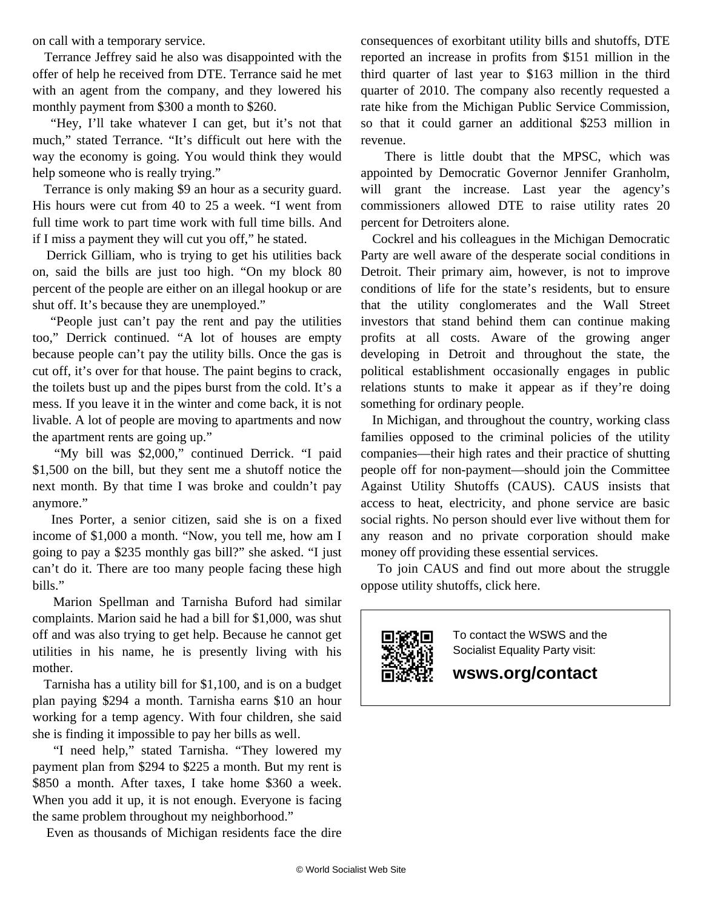on call with a temporary service.

Terrance Jeffrey said he also was disappointed with the offer of help he received from DTE. Terrance said he met with an agent from the company, and they lowered his monthly payment from $300 a month to $260.

"Hey, I'll take whatever I can get, but it's not that much," stated Terrance. "It's difficult out here with the way the economy is going. You would think they would help someone who is really trying."

Terrance is only making $9 an hour as a security guard. His hours were cut from 40 to 25 a week. "I went from full time work to part time work with full time bills. And if I miss a payment they will cut you off," he stated.

Derrick Gilliam, who is trying to get his utilities back on, said the bills are just too high. "On my block 80 percent of the people are either on an illegal hookup or are shut off. It's because they are unemployed."

"People just can't pay the rent and pay the utilities too," Derrick continued. "A lot of houses are empty because people can't pay the utility bills. Once the gas is cut off, it's over for that house. The paint begins to crack, the toilets bust up and the pipes burst from the cold. It's a mess. If you leave it in the winter and come back, it is not livable. A lot of people are moving to apartments and now the apartment rents are going up."

"My bill was $2,000," continued Derrick. "I paid $1,500 on the bill, but they sent me a shutoff notice the next month. By that time I was broke and couldn't pay anymore."

Ines Porter, a senior citizen, said she is on a fixed income of $1,000 a month. "Now, you tell me, how am I going to pay a $235 monthly gas bill?" she asked. "I just can't do it. There are too many people facing these high bills."

Marion Spellman and Tarnisha Buford had similar complaints. Marion said he had a bill for $1,000, was shut off and was also trying to get help. Because he cannot get utilities in his name, he is presently living with his mother.

Tarnisha has a utility bill for $1,100, and is on a budget plan paying $294 a month. Tarnisha earns $10 an hour working for a temp agency. With four children, she said she is finding it impossible to pay her bills as well.

"I need help," stated Tarnisha. "They lowered my payment plan from $294 to $225 a month. But my rent is $850 a month. After taxes, I take home $360 a week. When you add it up, it is not enough. Everyone is facing the same problem throughout my neighborhood."

Even as thousands of Michigan residents face the dire consequences of exorbitant utility bills and shutoffs, DTE reported an increase in profits from $151 million in the third quarter of last year to $163 million in the third quarter of 2010. The company also recently requested a rate hike from the Michigan Public Service Commission, so that it could garner an additional $253 million in revenue.

There is little doubt that the MPSC, which was appointed by Democratic Governor Jennifer Granholm, will grant the increase. Last year the agency's commissioners allowed DTE to raise utility rates 20 percent for Detroiters alone.

Cockrel and his colleagues in the Michigan Democratic Party are well aware of the desperate social conditions in Detroit. Their primary aim, however, is not to improve conditions of life for the state's residents, but to ensure that the utility conglomerates and the Wall Street investors that stand behind them can continue making profits at all costs. Aware of the growing anger developing in Detroit and throughout the state, the political establishment occasionally engages in public relations stunts to make it appear as if they're doing something for ordinary people.

In Michigan, and throughout the country, working class families opposed to the criminal policies of the utility companies—their high rates and their practice of shutting people off for non-payment—should join the Committee Against Utility Shutoffs (CAUS). CAUS insists that access to heat, electricity, and phone service are basic social rights. No person should ever live without them for any reason and no private corporation should make money off providing these essential services.

To join CAUS and find out more about the struggle oppose utility shutoffs, click here.

To contact the WSWS and the Socialist Equality Party visit:

**wsws.org/contact**